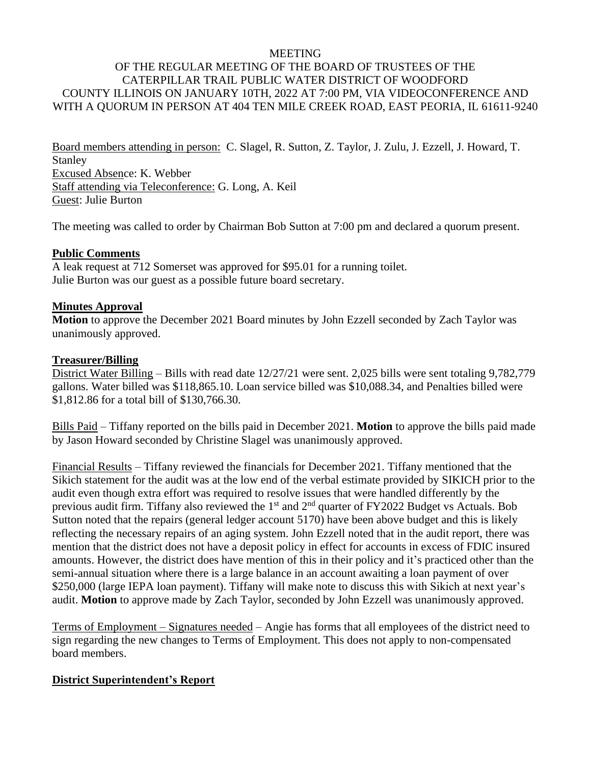MEETING
OF THE REGULAR MEETING OF THE BOARD OF TRUSTEES OF THE
CATERPILLAR TRAIL PUBLIC WATER DISTRICT OF WOODFORD
COUNTY ILLINOIS ON JANUARY 10TH, 2022 AT 7:00 PM, VIA VIDEOCONFERENCE AND
WITH A QUORUM IN PERSON AT 404 TEN MILE CREEK ROAD, EAST PEORIA, IL 61611-9240

Board members attending in person: C. Slagel, R. Sutton, Z. Taylor, J. Zulu, J. Ezzell, J. Howard, T. Stanley
Excused Absence: K. Webber
Staff attending via Teleconference: G. Long, A. Keil
Guest: Julie Burton

The meeting was called to order by Chairman Bob Sutton at 7:00 pm and declared a quorum present.

**Public Comments**

A leak request at 712 Somerset was approved for $95.01 for a running toilet.
Julie Burton was our guest as a possible future board secretary.

**Minutes Approval**

**Motion** to approve the December 2021 Board minutes by John Ezzell seconded by Zach Taylor was unanimously approved.

**Treasurer/Billing**

District Water Billing – Bills with read date 12/27/21 were sent. 2,025 bills were sent totaling 9,782,779 gallons. Water billed was $118,865.10. Loan service billed was $10,088.34, and Penalties billed were $1,812.86 for a total bill of $130,766.30.

Bills Paid – Tiffany reported on the bills paid in December 2021. **Motion** to approve the bills paid made by Jason Howard seconded by Christine Slagel was unanimously approved.

Financial Results – Tiffany reviewed the financials for December 2021. Tiffany mentioned that the Sikich statement for the audit was at the low end of the verbal estimate provided by SIKICH prior to the audit even though extra effort was required to resolve issues that were handled differently by the previous audit firm. Tiffany also reviewed the 1st and 2nd quarter of FY2022 Budget vs Actuals. Bob Sutton noted that the repairs (general ledger account 5170) have been above budget and this is likely reflecting the necessary repairs of an aging system. John Ezzell noted that in the audit report, there was mention that the district does not have a deposit policy in effect for accounts in excess of FDIC insured amounts. However, the district does have mention of this in their policy and it's practiced other than the semi-annual situation where there is a large balance in an account awaiting a loan payment of over $250,000 (large IEPA loan payment). Tiffany will make note to discuss this with Sikich at next year's audit. **Motion** to approve made by Zach Taylor, seconded by John Ezzell was unanimously approved.

Terms of Employment – Signatures needed – Angie has forms that all employees of the district need to sign regarding the new changes to Terms of Employment. This does not apply to non-compensated board members.

**District Superintendent's Report**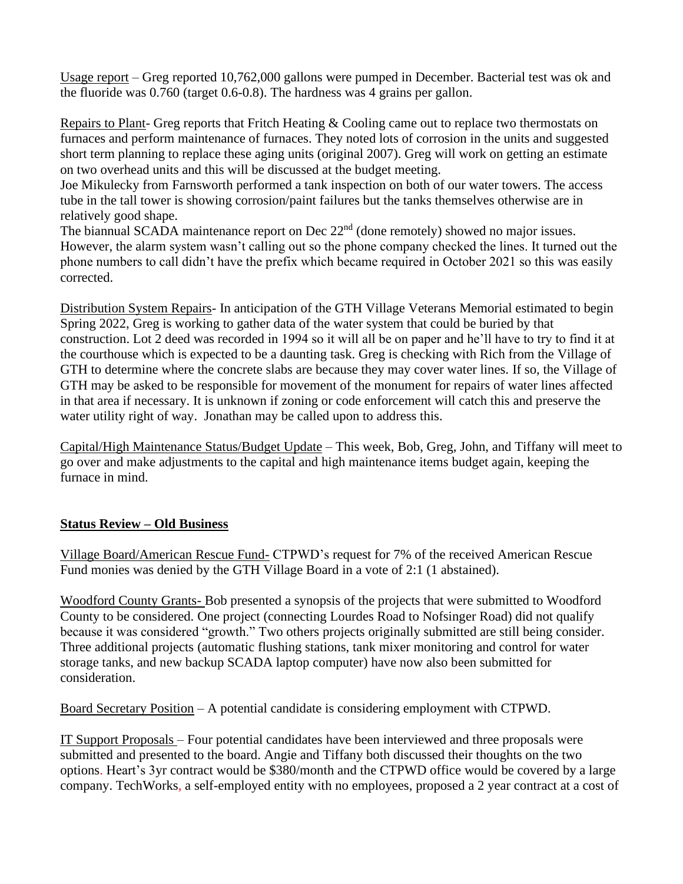Usage report – Greg reported 10,762,000 gallons were pumped in December. Bacterial test was ok and the fluoride was 0.760 (target 0.6-0.8). The hardness was 4 grains per gallon.

Repairs to Plant- Greg reports that Fritch Heating & Cooling came out to replace two thermostats on furnaces and perform maintenance of furnaces. They noted lots of corrosion in the units and suggested short term planning to replace these aging units (original 2007). Greg will work on getting an estimate on two overhead units and this will be discussed at the budget meeting.
Joe Mikulecky from Farnsworth performed a tank inspection on both of our water towers. The access tube in the tall tower is showing corrosion/paint failures but the tanks themselves otherwise are in relatively good shape.
The biannual SCADA maintenance report on Dec 22nd (done remotely) showed no major issues. However, the alarm system wasn't calling out so the phone company checked the lines. It turned out the phone numbers to call didn't have the prefix which became required in October 2021 so this was easily corrected.

Distribution System Repairs- In anticipation of the GTH Village Veterans Memorial estimated to begin Spring 2022, Greg is working to gather data of the water system that could be buried by that construction. Lot 2 deed was recorded in 1994 so it will all be on paper and he'll have to try to find it at the courthouse which is expected to be a daunting task. Greg is checking with Rich from the Village of GTH to determine where the concrete slabs are because they may cover water lines. If so, the Village of GTH may be asked to be responsible for movement of the monument for repairs of water lines affected in that area if necessary. It is unknown if zoning or code enforcement will catch this and preserve the water utility right of way. Jonathan may be called upon to address this.

Capital/High Maintenance Status/Budget Update – This week, Bob, Greg, John, and Tiffany will meet to go over and make adjustments to the capital and high maintenance items budget again, keeping the furnace in mind.

**Status Review – Old Business**

Village Board/American Rescue Fund- CTPWD's request for 7% of the received American Rescue Fund monies was denied by the GTH Village Board in a vote of 2:1 (1 abstained).

Woodford County Grants- Bob presented a synopsis of the projects that were submitted to Woodford County to be considered. One project (connecting Lourdes Road to Nofsinger Road) did not qualify because it was considered "growth." Two others projects originally submitted are still being consider. Three additional projects (automatic flushing stations, tank mixer monitoring and control for water storage tanks, and new backup SCADA laptop computer) have now also been submitted for consideration.

Board Secretary Position – A potential candidate is considering employment with CTPWD.

IT Support Proposals – Four potential candidates have been interviewed and three proposals were submitted and presented to the board. Angie and Tiffany both discussed their thoughts on the two options. Heart's 3yr contract would be $380/month and the CTPWD office would be covered by a large company. TechWorks, a self-employed entity with no employees, proposed a 2 year contract at a cost of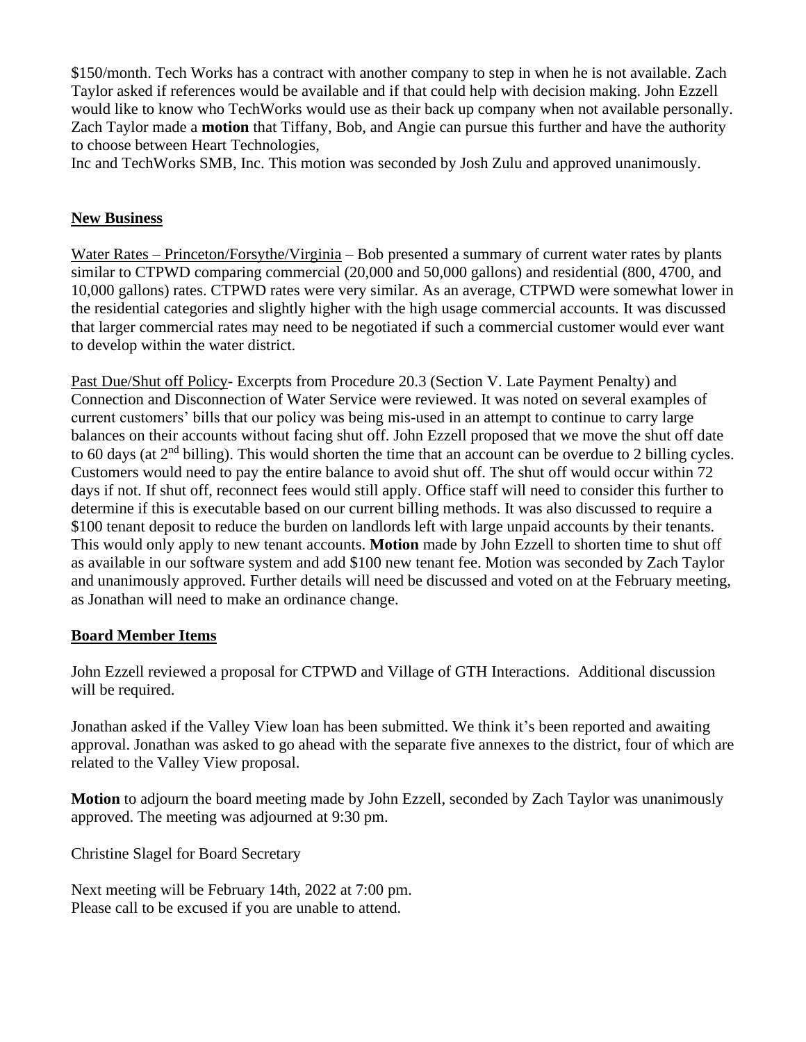$150/month. Tech Works has a contract with another company to step in when he is not available. Zach Taylor asked if references would be available and if that could help with decision making. John Ezzell would like to know who TechWorks would use as their back up company when not available personally. Zach Taylor made a **motion** that Tiffany, Bob, and Angie can pursue this further and have the authority to choose between Heart Technologies,
Inc and TechWorks SMB, Inc. This motion was seconded by Josh Zulu and approved unanimously.

**New Business**

Water Rates – Princeton/Forsythe/Virginia – Bob presented a summary of current water rates by plants similar to CTPWD comparing commercial (20,000 and 50,000 gallons) and residential (800, 4700, and 10,000 gallons) rates. CTPWD rates were very similar. As an average, CTPWD were somewhat lower in the residential categories and slightly higher with the high usage commercial accounts. It was discussed that larger commercial rates may need to be negotiated if such a commercial customer would ever want to develop within the water district.

Past Due/Shut off Policy- Excerpts from Procedure 20.3 (Section V. Late Payment Penalty) and Connection and Disconnection of Water Service were reviewed. It was noted on several examples of current customers' bills that our policy was being mis-used in an attempt to continue to carry large balances on their accounts without facing shut off. John Ezzell proposed that we move the shut off date to 60 days (at 2nd billing). This would shorten the time that an account can be overdue to 2 billing cycles. Customers would need to pay the entire balance to avoid shut off. The shut off would occur within 72 days if not. If shut off, reconnect fees would still apply. Office staff will need to consider this further to determine if this is executable based on our current billing methods. It was also discussed to require a $100 tenant deposit to reduce the burden on landlords left with large unpaid accounts by their tenants. This would only apply to new tenant accounts. **Motion** made by John Ezzell to shorten time to shut off as available in our software system and add $100 new tenant fee. Motion was seconded by Zach Taylor and unanimously approved. Further details will need be discussed and voted on at the February meeting, as Jonathan will need to make an ordinance change.

**Board Member Items**

John Ezzell reviewed a proposal for CTPWD and Village of GTH Interactions. Additional discussion will be required.

Jonathan asked if the Valley View loan has been submitted. We think it's been reported and awaiting approval. Jonathan was asked to go ahead with the separate five annexes to the district, four of which are related to the Valley View proposal.

**Motion** to adjourn the board meeting made by John Ezzell, seconded by Zach Taylor was unanimously approved. The meeting was adjourned at 9:30 pm.

Christine Slagel for Board Secretary

Next meeting will be February 14th, 2022 at 7:00 pm.
Please call to be excused if you are unable to attend.